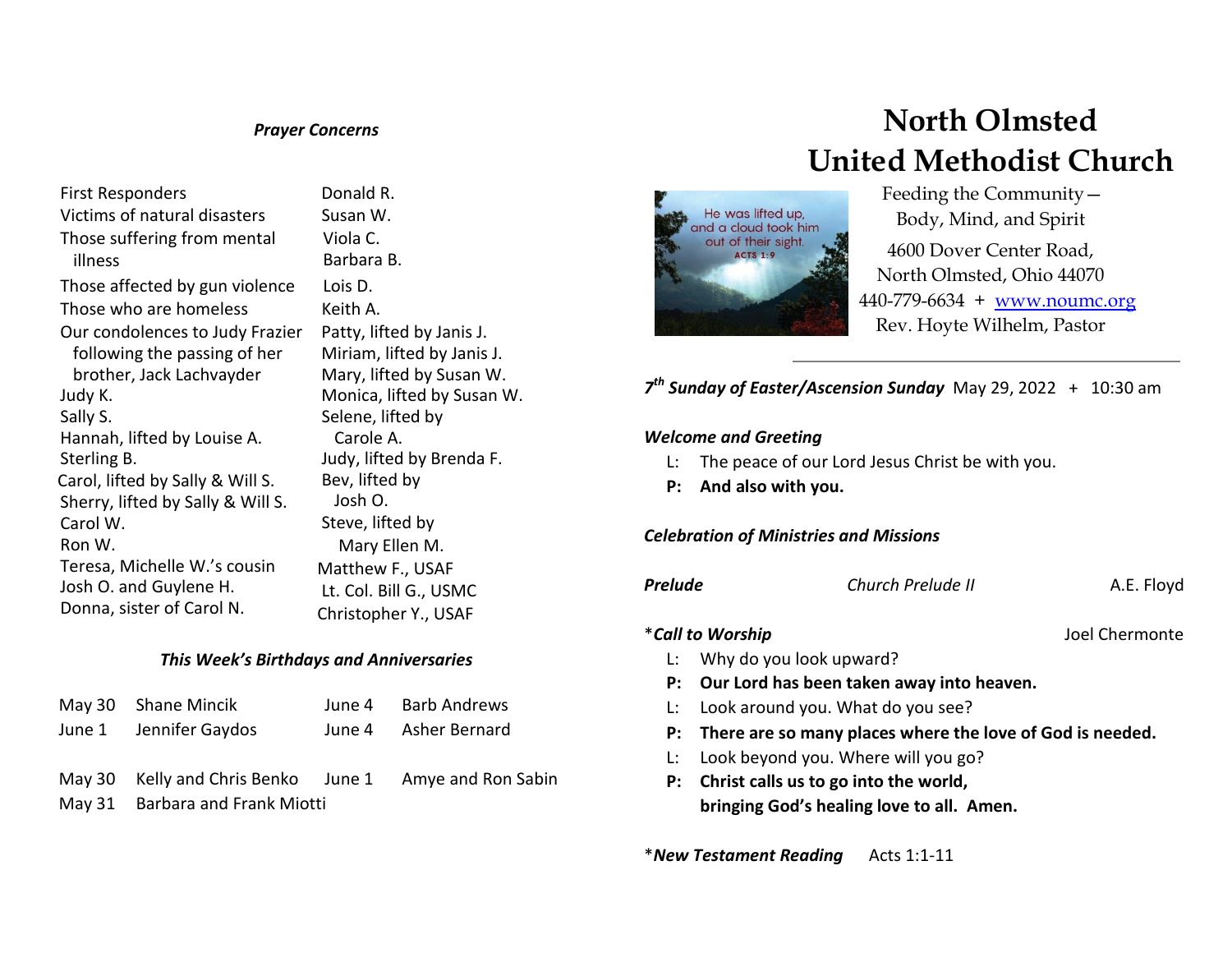### *Prayer Concerns*

- First Responders
- Victims of natural disasters
- Those suffering from mental illness
- Those affected by gun violence
- Those who are homeless
- Our condolences to Judy Frazier following the passing of her brother, Jack Lachvayder
- Judy K.
- Sally S.
- Hannah, lifted by Louise A.
- Sterling B.
- Carol, lifted by Sally & Will S.
- Sherry, lifted by Sally & Will S.
- Carol W.
- Ron W.
- Teresa, Michelle W.'s cousin
- Josh O. and Guylene H.
- Donna, sister of Carol N.
- Donald R.
- Susan W.
- Viola C.
- Barbara B.
- Lois D.
- Keith A.
- Patty, lifted by Janis J.
- Miriam, lifted by Janis J.
- Mary, lifted by Susan W.
- Monica, lifted by Susan W.
- Selene, lifted by Carole A.
- Judy, lifted by Brenda F.
- Bev, lifted by Josh O.
- Steve, lifted by Mary Ellen M.
- Matthew F., USAF
- Lt. Col. Bill G., USMC
- Christopher Y., USAF

### *This Week's Birthdays and Anniversaries*

| | | | |
|---|---|---|---|
| May 30 | Shane Mincik | June 4 | Barb Andrews |
| June 1 | Jennifer Gaydos | June 4 | Asher Bernard |

| | | | |
|---|---|---|---|
| May 30 | Kelly and Chris Benko | June 1 | Amye and Ron Sabin |
| May 31 | Barbara and Frank Miotti | | |

# North Olmsted United Methodist Church

Feeding the Community— Body, Mind, and Spirit

4600 Dover Center Road,
North Olmsted, Ohio 44070
440-779-6634 + www.noumc.org
Rev. Hoyte Wilhelm, Pastor

---

***7th Sunday of Easter/Ascension Sunday*** May 29, 2022 + 10:30 am

***Welcome and Greeting***

L: The peace of our Lord Jesus Christ be with you.
**P: And also with you.**

***Celebration of Ministries and Missions***

***Prelude*** *Church Prelude II* A.E. Floyd

\****Call to Worship*** Joel Chermonte

L: Why do you look upward?
**P: Our Lord has been taken away into heaven.**
L: Look around you. What do you see?
**P: There are so many places where the love of God is needed.**
L: Look beyond you. Where will you go?
**P: Christ calls us to go into the world, bringing God's healing love to all. Amen.**

\****New Testament Reading*** Acts 1:1-11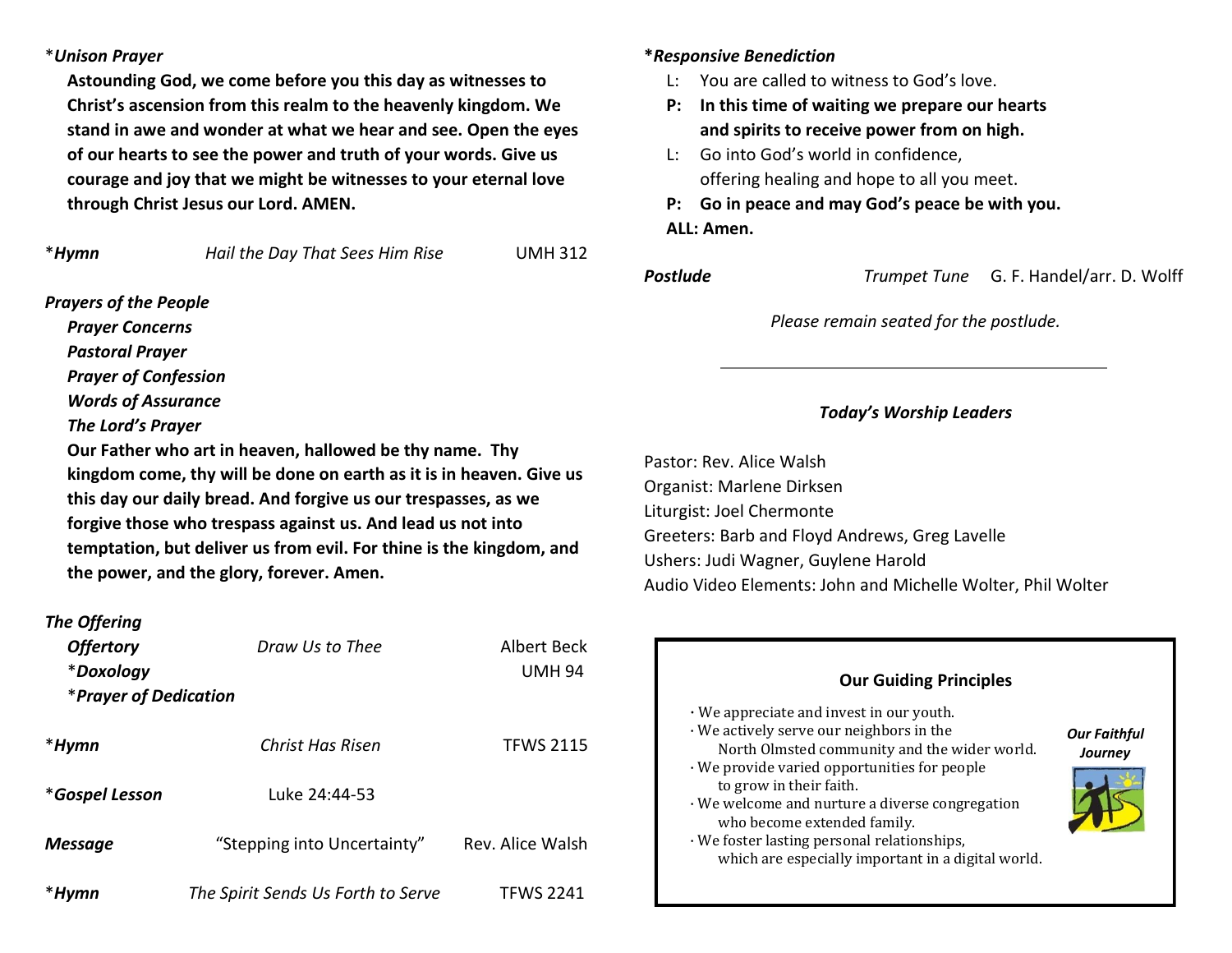*_Unison Prayer_

**Astounding God, we come before you this day as witnesses to Christ's ascension from this realm to the heavenly kingdom. We stand in awe and wonder at what we hear and see. Open the eyes of our hearts to see the power and truth of your words. Give us courage and joy that we might be witnesses to your eternal love through Christ Jesus our Lord. AMEN.**

*_**Hymn**_ — _Hail the Day That Sees Him Rise_ — UMH 312

_**Prayers of the People**_

_**Prayer Concerns**_

_**Pastoral Prayer**_

_**Prayer of Confession**_

_**Words of Assurance**_

_**The Lord's Prayer**_

**Our Father who art in heaven, hallowed be thy name. Thy kingdom come, thy will be done on earth as it is in heaven. Give us this day our daily bread. And forgive us our trespasses, as we forgive those who trespass against us. And lead us not into temptation, but deliver us from evil. For thine is the kingdom, and the power, and the glory, forever. Amen.**

_**The Offering**_

_**Offertory**_ — _Draw Us to Thee_ — Albert Beck

*_**Doxology**_ — UMH 94

*_**Prayer of Dedication**_

*_**Hymn**_ — _Christ Has Risen_ — TFWS 2115

*_**Gospel Lesson**_ — Luke 24:44-53

_**Message**_ — "Stepping into Uncertainty" — Rev. Alice Walsh

*_**Hymn**_ — _The Spirit Sends Us Forth to Serve_ — TFWS 2241

*_**Responsive Benediction**_

L: You are called to witness to God's love.

**P: In this time of waiting we prepare our hearts and spirits to receive power from on high.**

L: Go into God's world in confidence, offering healing and hope to all you meet.

**P: Go in peace and may God's peace be with you.**

**ALL: Amen.**

_**Postlude**_ — _Trumpet Tune_ — G. F. Handel/arr. D. Wolff

_Please remain seated for the postlude._

---

### _Today's Worship Leaders_

Pastor: Rev. Alice Walsh
Organist: Marlene Dirksen
Liturgist: Joel Chermonte
Greeters: Barb and Floyd Andrews, Greg Lavelle
Ushers: Judi Wagner, Guylene Harold
Audio Video Elements: John and Michelle Wolter, Phil Wolter

### Our Guiding Principles

- We appreciate and invest in our youth.
- We actively serve our neighbors in the North Olmsted community and the wider world.
- We provide varied opportunities for people to grow in their faith.
- We welcome and nurture a diverse congregation who become extended family.
- We foster lasting personal relationships, which are especially important in a digital world.

_**Our Faithful Journey**_